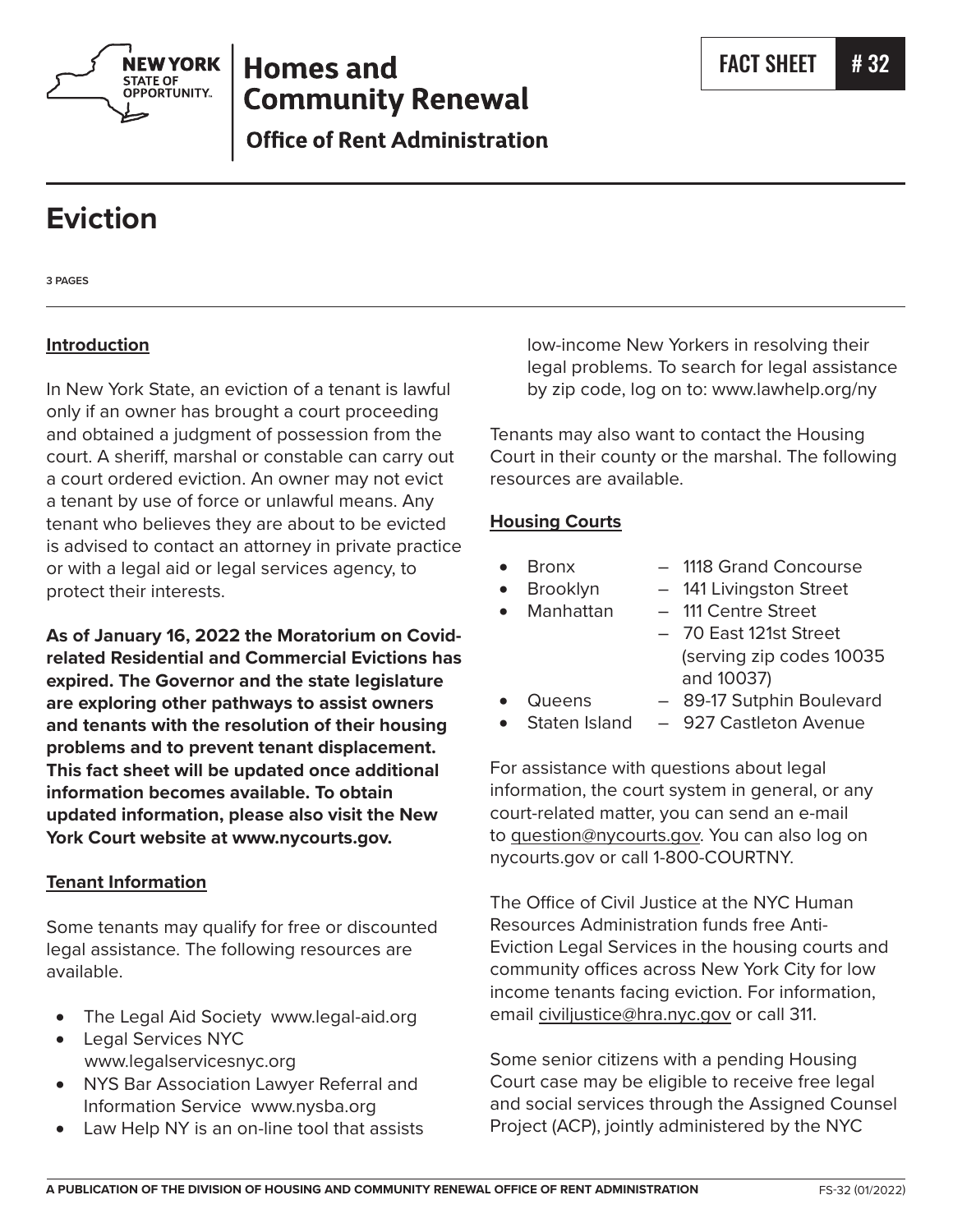# Homes and Community Renewal

## Office of Rent Administration

FACT SHEET # 32

# Eviction

3 PAGES

## Introduction

In New York State, an eviction of a tenant is lawful only if an owner has brought a court proceeding and obtained a judgment of possession from the court. A sheriff, marshal or constable can carry out a court ordered eviction. An owner may not evict a tenant by use of force or unlawful means. Any tenant who believes they are about to be evicted is advised to contact an attorney in private practice or with a legal aid or legal services agency, to protect their interests.

**As of January 16, 2022 the Moratorium on Covid-related Residential and Commercial Evictions has expired. The Governor and the state legislature are exploring other pathways to assist owners and tenants with the resolution of their housing problems and to prevent tenant displacement. This fact sheet will be updated once additional information becomes available. To obtain updated information, please also visit the New York Court website at www.nycourts.gov.**

## Tenant Information

Some tenants may qualify for free or discounted legal assistance. The following resources are available.

- The Legal Aid Society www.legal-aid.org
- Legal Services NYC www.legalservicesnyc.org
- NYS Bar Association Lawyer Referral and Information Service www.nysba.org
- Law Help NY is an on-line tool that assists low-income New Yorkers in resolving their legal problems. To search for legal assistance by zip code, log on to: www.lawhelp.org/ny

Tenants may also want to contact the Housing Court in their county or the marshal. The following resources are available.

## Housing Courts

- Bronx – 1118 Grand Concourse
- Brooklyn – 141 Livingston Street
- Manhattan – 111 Centre Street
  – 70 East 121st Street (serving zip codes 10035 and 10037)
- Queens – 89-17 Sutphin Boulevard
- Staten Island – 927 Castleton Avenue

For assistance with questions about legal information, the court system in general, or any court-related matter, you can send an e-mail to question@nycourts.gov. You can also log on nycourts.gov or call 1-800-COURTNY.

The Office of Civil Justice at the NYC Human Resources Administration funds free Anti-Eviction Legal Services in the housing courts and community offices across New York City for low income tenants facing eviction. For information, email civiljustice@hra.nyc.gov or call 311.

Some senior citizens with a pending Housing Court case may be eligible to receive free legal and social services through the Assigned Counsel Project (ACP), jointly administered by the NYC

A PUBLICATION OF THE DIVISION OF HOUSING AND COMMUNITY RENEWAL OFFICE OF RENT ADMINISTRATION FS-32 (01/2022)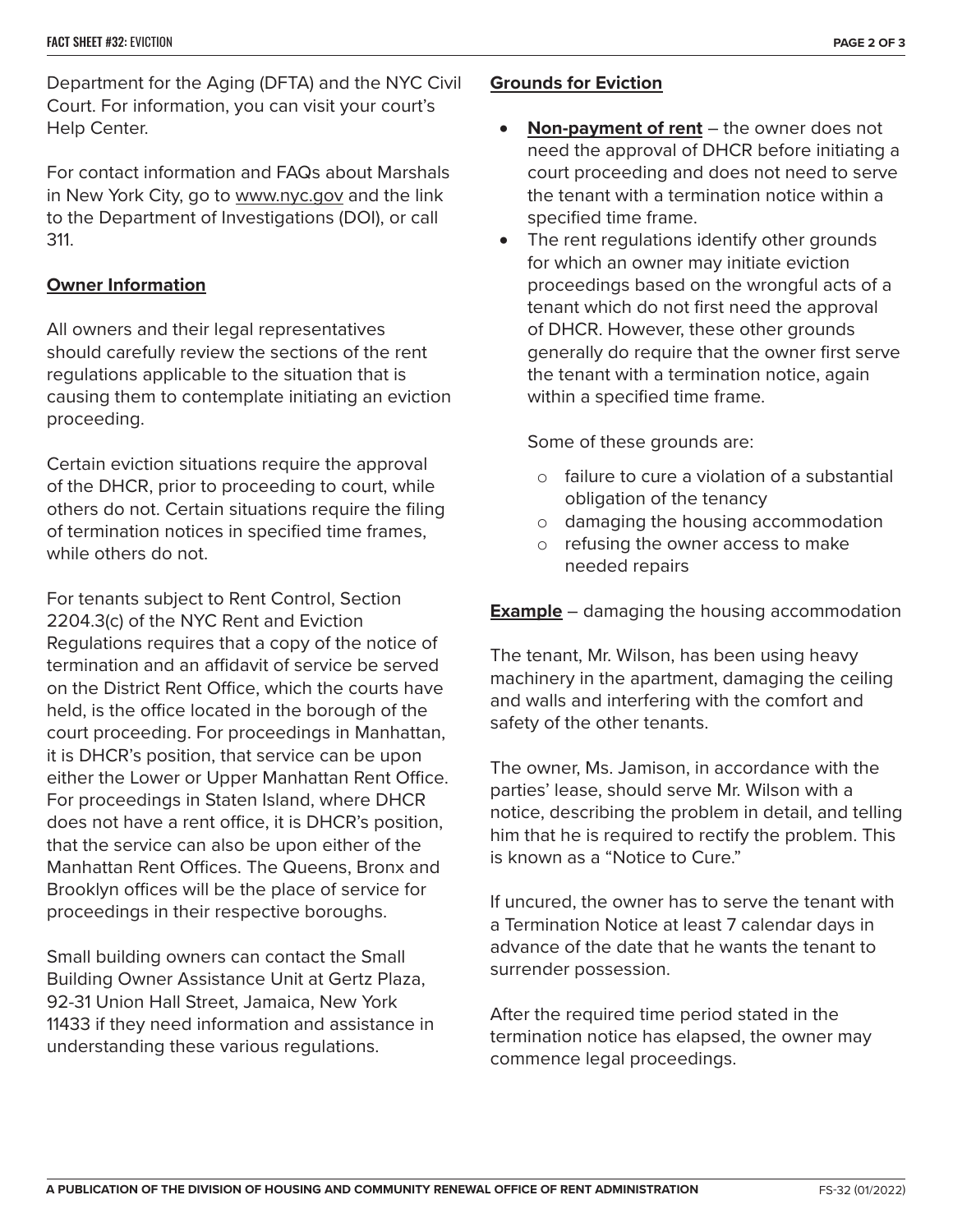Department for the Aging (DFTA) and the NYC Civil Court. For information, you can visit your court's Help Center.

For contact information and FAQs about Marshals in New York City, go to www.nyc.gov and the link to the Department of Investigations (DOI), or call 311.

## Owner Information

All owners and their legal representatives should carefully review the sections of the rent regulations applicable to the situation that is causing them to contemplate initiating an eviction proceeding.

Certain eviction situations require the approval of the DHCR, prior to proceeding to court, while others do not. Certain situations require the filing of termination notices in specified time frames, while others do not.

For tenants subject to Rent Control, Section 2204.3(c) of the NYC Rent and Eviction Regulations requires that a copy of the notice of termination and an affidavit of service be served on the District Rent Office, which the courts have held, is the office located in the borough of the court proceeding. For proceedings in Manhattan, it is DHCR's position, that service can be upon either the Lower or Upper Manhattan Rent Office. For proceedings in Staten Island, where DHCR does not have a rent office, it is DHCR's position, that the service can also be upon either of the Manhattan Rent Offices. The Queens, Bronx and Brooklyn offices will be the place of service for proceedings in their respective boroughs.

Small building owners can contact the Small Building Owner Assistance Unit at Gertz Plaza, 92-31 Union Hall Street, Jamaica, New York 11433 if they need information and assistance in understanding these various regulations.

## Grounds for Eviction

- **Non-payment of rent** – the owner does not need the approval of DHCR before initiating a court proceeding and does not need to serve the tenant with a termination notice within a specified time frame.
- The rent regulations identify other grounds for which an owner may initiate eviction proceedings based on the wrongful acts of a tenant which do not first need the approval of DHCR. However, these other grounds generally do require that the owner first serve the tenant with a termination notice, again within a specified time frame.

  Some of these grounds are:

  - failure to cure a violation of a substantial obligation of the tenancy
  - damaging the housing accommodation
  - refusing the owner access to make needed repairs

**Example** – damaging the housing accommodation

The tenant, Mr. Wilson, has been using heavy machinery in the apartment, damaging the ceiling and walls and interfering with the comfort and safety of the other tenants.

The owner, Ms. Jamison, in accordance with the parties' lease, should serve Mr. Wilson with a notice, describing the problem in detail, and telling him that he is required to rectify the problem. This is known as a "Notice to Cure."

If uncured, the owner has to serve the tenant with a Termination Notice at least 7 calendar days in advance of the date that he wants the tenant to surrender possession.

After the required time period stated in the termination notice has elapsed, the owner may commence legal proceedings.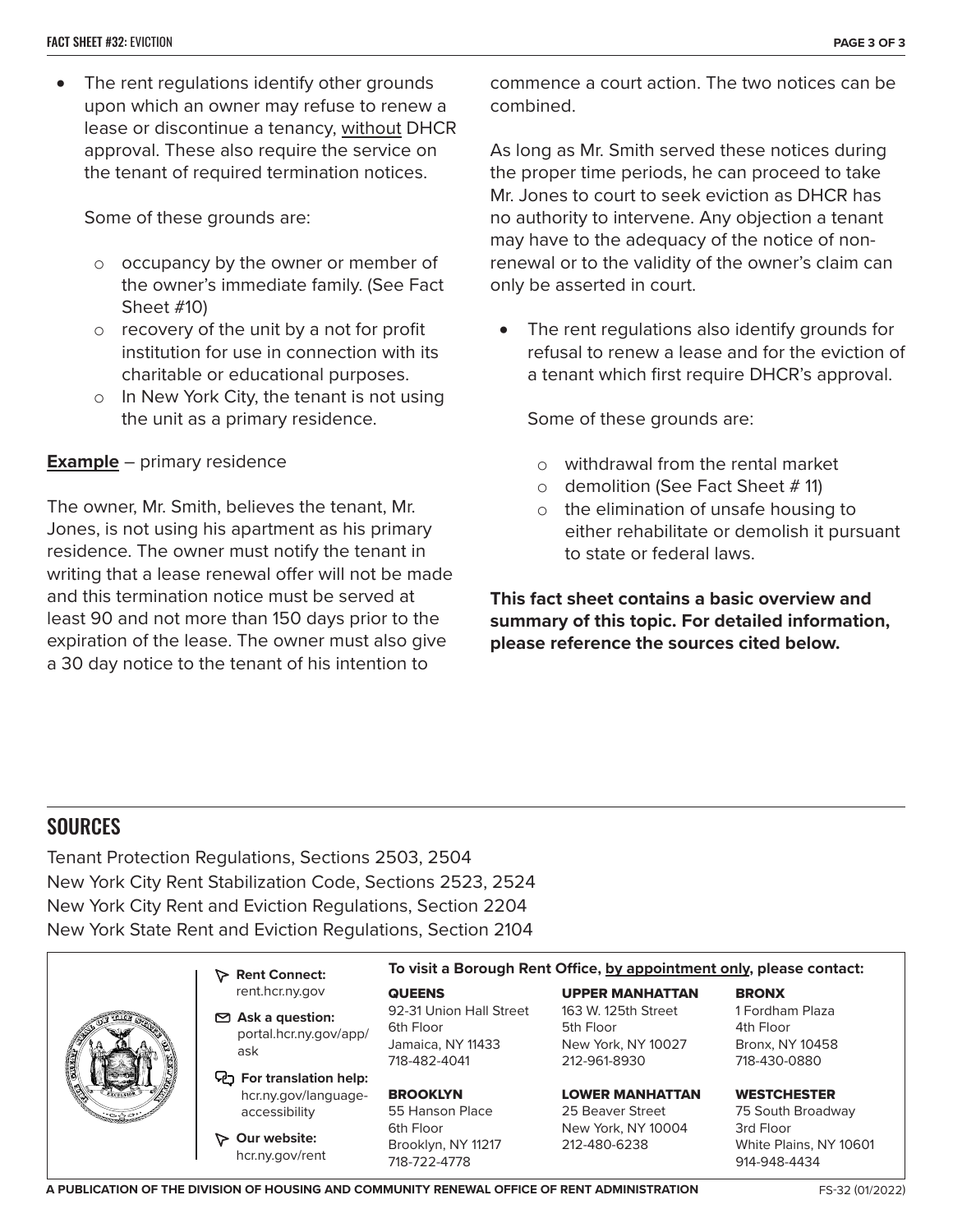- The rent regulations identify other grounds upon which an owner may refuse to renew a lease or discontinue a tenancy, without DHCR approval. These also require the service on the tenant of required termination notices.

  Some of these grounds are:

  - occupancy by the owner or member of the owner's immediate family. (See Fact Sheet #10)
  - recovery of the unit by a not for profit institution for use in connection with its charitable or educational purposes.
  - In New York City, the tenant is not using the unit as a primary residence.

**Example** – primary residence

The owner, Mr. Smith, believes the tenant, Mr. Jones, is not using his apartment as his primary residence. The owner must notify the tenant in writing that a lease renewal offer will not be made and this termination notice must be served at least 90 and not more than 150 days prior to the expiration of the lease. The owner must also give a 30 day notice to the tenant of his intention to commence a court action. The two notices can be combined.

As long as Mr. Smith served these notices during the proper time periods, he can proceed to take Mr. Jones to court to seek eviction as DHCR has no authority to intervene. Any objection a tenant may have to the adequacy of the notice of non-renewal or to the validity of the owner's claim can only be asserted in court.

- The rent regulations also identify grounds for refusal to renew a lease and for the eviction of a tenant which first require DHCR's approval.

  Some of these grounds are:

  - withdrawal from the rental market
  - demolition (See Fact Sheet # 11)
  - the elimination of unsafe housing to either rehabilitate or demolish it pursuant to state or federal laws.

**This fact sheet contains a basic overview and summary of this topic. For detailed information, please reference the sources cited below.**

## SOURCES

Tenant Protection Regulations, Sections 2503, 2504
New York City Rent Stabilization Code, Sections 2523, 2524
New York City Rent and Eviction Regulations, Section 2204
New York State Rent and Eviction Regulations, Section 2104

**Rent Connect:** rent.hcr.ny.gov

**Ask a question:** portal.hcr.ny.gov/app/ask

**For translation help:** hcr.ny.gov/language-accessibility

**Our website:** hcr.ny.gov/rent

**To visit a Borough Rent Office, by appointment only, please contact:**

**QUEENS**
92-31 Union Hall Street
6th Floor
Jamaica, NY 11433
718-482-4041

**BROOKLYN**
55 Hanson Place
6th Floor
Brooklyn, NY 11217
718-722-4778

**UPPER MANHATTAN**
163 W. 125th Street
5th Floor
New York, NY 10027
212-961-8930

**LOWER MANHATTAN**
25 Beaver Street
New York, NY 10004
212-480-6238

**BRONX**
1 Fordham Plaza
4th Floor
Bronx, NY 10458
718-430-0880

**WESTCHESTER**
75 South Broadway
3rd Floor
White Plains, NY 10601
914-948-4434

**A PUBLICATION OF THE DIVISION OF HOUSING AND COMMUNITY RENEWAL OFFICE OF RENT ADMINISTRATION** FS-32 (01/2022)